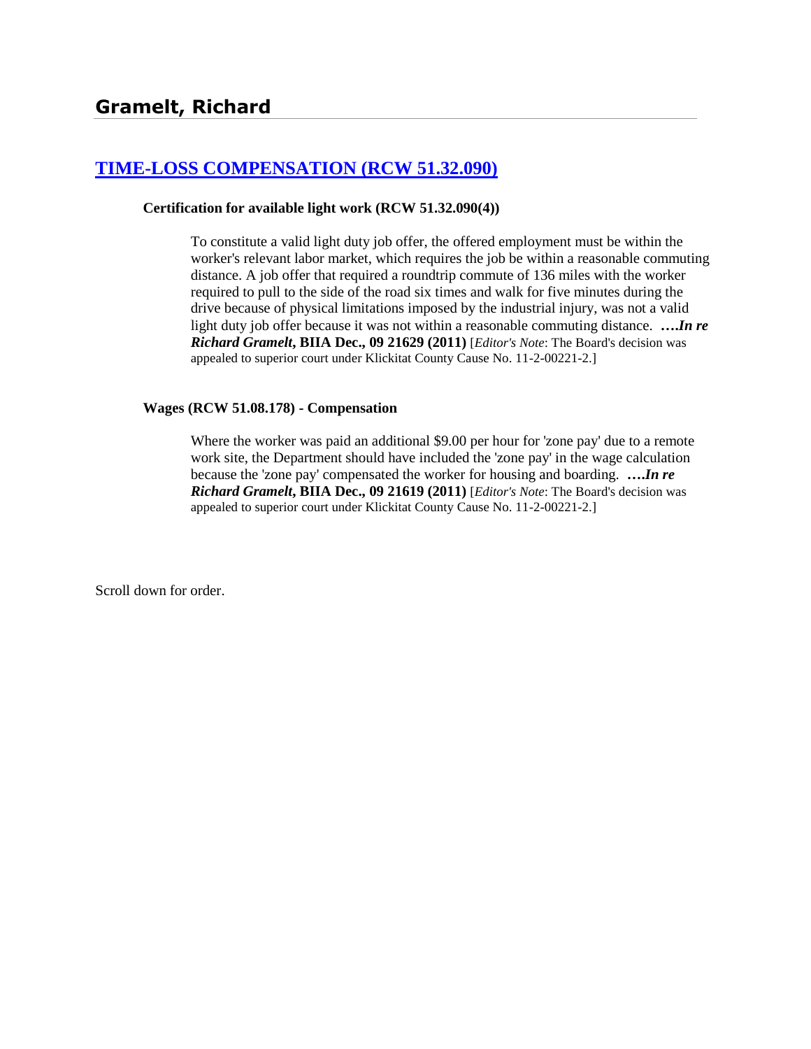# Gramelt, Richard

## [TIME-LOSS COMPENSATION (RCW 51.32.090)]

**Certification for available light work (RCW 51.32.090(4))**

To constitute a valid light duty job offer, the offered employment must be within the worker's relevant labor market, which requires the job be within a reasonable commuting distance. A job offer that required a roundtrip commute of 136 miles with the worker required to pull to the side of the road six times and walk for five minutes during the drive because of physical limitations imposed by the industrial injury, was not a valid light duty job offer because it was not within a reasonable commuting distance. ***….In re Richard Gramelt*, BIIA Dec., 09 21629 (2011)** [*Editor's Note*: The Board's decision was appealed to superior court under Klickitat County Cause No. 11-2-00221-2.]

**Wages (RCW 51.08.178) - Compensation**

Where the worker was paid an additional $9.00 per hour for 'zone pay' due to a remote work site, the Department should have included the 'zone pay' in the wage calculation because the 'zone pay' compensated the worker for housing and boarding. ***….In re Richard Gramelt*, BIIA Dec., 09 21619 (2011)** [*Editor's Note*: The Board's decision was appealed to superior court under Klickitat County Cause No. 11-2-00221-2.]

Scroll down for order.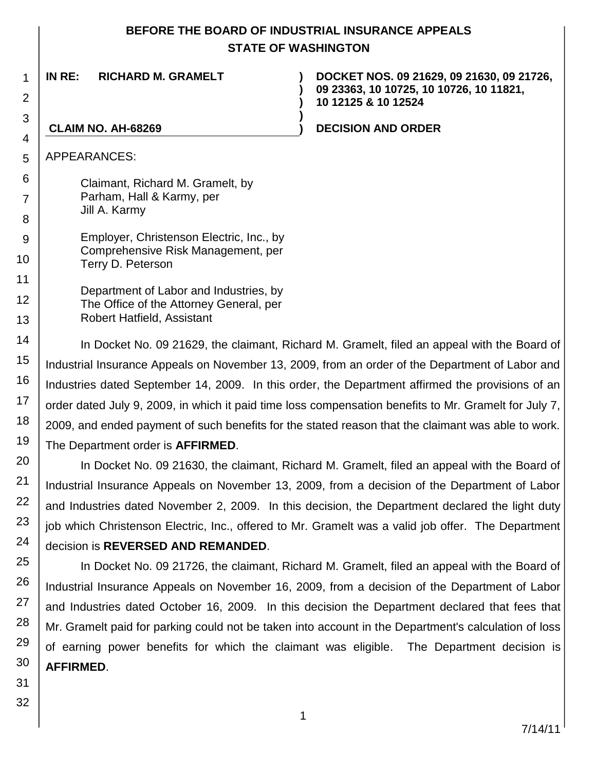# BEFORE THE BOARD OF INDUSTRIAL INSURANCE APPEALS
## STATE OF WASHINGTON

**IN RE: RICHARD M. GRAMELT**

**CLAIM NO. AH-68269**

**DOCKET NOS. 09 21629, 09 21630, 09 21726, 09 23363, 10 10725, 10 10726, 10 11821, 10 12125 & 10 12524**

**DECISION AND ORDER**

APPEARANCES:

Claimant, Richard M. Gramelt, by
Parham, Hall & Karmy, per
Jill A. Karmy

Employer, Christenson Electric, Inc., by
Comprehensive Risk Management, per
Terry D. Peterson

Department of Labor and Industries, by
The Office of the Attorney General, per
Robert Hatfield, Assistant

In Docket No. 09 21629, the claimant, Richard M. Gramelt, filed an appeal with the Board of Industrial Insurance Appeals on November 13, 2009, from an order of the Department of Labor and Industries dated September 14, 2009. In this order, the Department affirmed the provisions of an order dated July 9, 2009, in which it paid time loss compensation benefits to Mr. Gramelt for July 7, 2009, and ended payment of such benefits for the stated reason that the claimant was able to work. The Department order is **AFFIRMED**.

In Docket No. 09 21630, the claimant, Richard M. Gramelt, filed an appeal with the Board of Industrial Insurance Appeals on November 13, 2009, from a decision of the Department of Labor and Industries dated November 2, 2009. In this decision, the Department declared the light duty job which Christenson Electric, Inc., offered to Mr. Gramelt was a valid job offer. The Department decision is **REVERSED AND REMANDED**.

In Docket No. 09 21726, the claimant, Richard M. Gramelt, filed an appeal with the Board of Industrial Insurance Appeals on November 16, 2009, from a decision of the Department of Labor and Industries dated October 16, 2009. In this decision the Department declared that fees that Mr. Gramelt paid for parking could not be taken into account in the Department's calculation of loss of earning power benefits for which the claimant was eligible. The Department decision is **AFFIRMED**.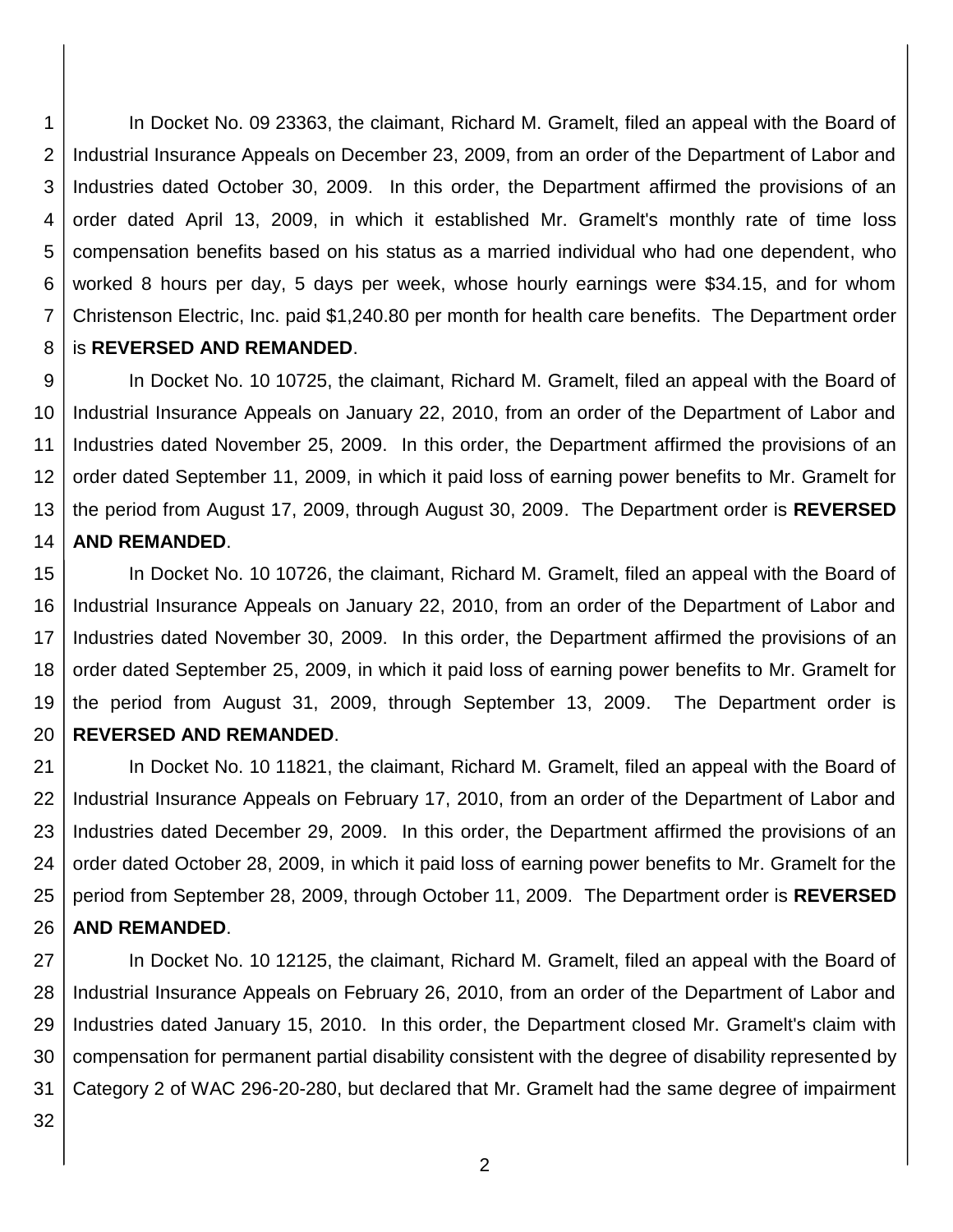In Docket No. 09 23363, the claimant, Richard M. Gramelt, filed an appeal with the Board of Industrial Insurance Appeals on December 23, 2009, from an order of the Department of Labor and Industries dated October 30, 2009. In this order, the Department affirmed the provisions of an order dated April 13, 2009, in which it established Mr. Gramelt's monthly rate of time loss compensation benefits based on his status as a married individual who had one dependent, who worked 8 hours per day, 5 days per week, whose hourly earnings were $34.15, and for whom Christenson Electric, Inc. paid $1,240.80 per month for health care benefits. The Department order is **REVERSED AND REMANDED**.

In Docket No. 10 10725, the claimant, Richard M. Gramelt, filed an appeal with the Board of Industrial Insurance Appeals on January 22, 2010, from an order of the Department of Labor and Industries dated November 25, 2009. In this order, the Department affirmed the provisions of an order dated September 11, 2009, in which it paid loss of earning power benefits to Mr. Gramelt for the period from August 17, 2009, through August 30, 2009. The Department order is **REVERSED AND REMANDED**.

In Docket No. 10 10726, the claimant, Richard M. Gramelt, filed an appeal with the Board of Industrial Insurance Appeals on January 22, 2010, from an order of the Department of Labor and Industries dated November 30, 2009. In this order, the Department affirmed the provisions of an order dated September 25, 2009, in which it paid loss of earning power benefits to Mr. Gramelt for the period from August 31, 2009, through September 13, 2009. The Department order is **REVERSED AND REMANDED**.

In Docket No. 10 11821, the claimant, Richard M. Gramelt, filed an appeal with the Board of Industrial Insurance Appeals on February 17, 2010, from an order of the Department of Labor and Industries dated December 29, 2009. In this order, the Department affirmed the provisions of an order dated October 28, 2009, in which it paid loss of earning power benefits to Mr. Gramelt for the period from September 28, 2009, through October 11, 2009. The Department order is **REVERSED AND REMANDED**.

In Docket No. 10 12125, the claimant, Richard M. Gramelt, filed an appeal with the Board of Industrial Insurance Appeals on February 26, 2010, from an order of the Department of Labor and Industries dated January 15, 2010. In this order, the Department closed Mr. Gramelt's claim with compensation for permanent partial disability consistent with the degree of disability represented by Category 2 of WAC 296-20-280, but declared that Mr. Gramelt had the same degree of impairment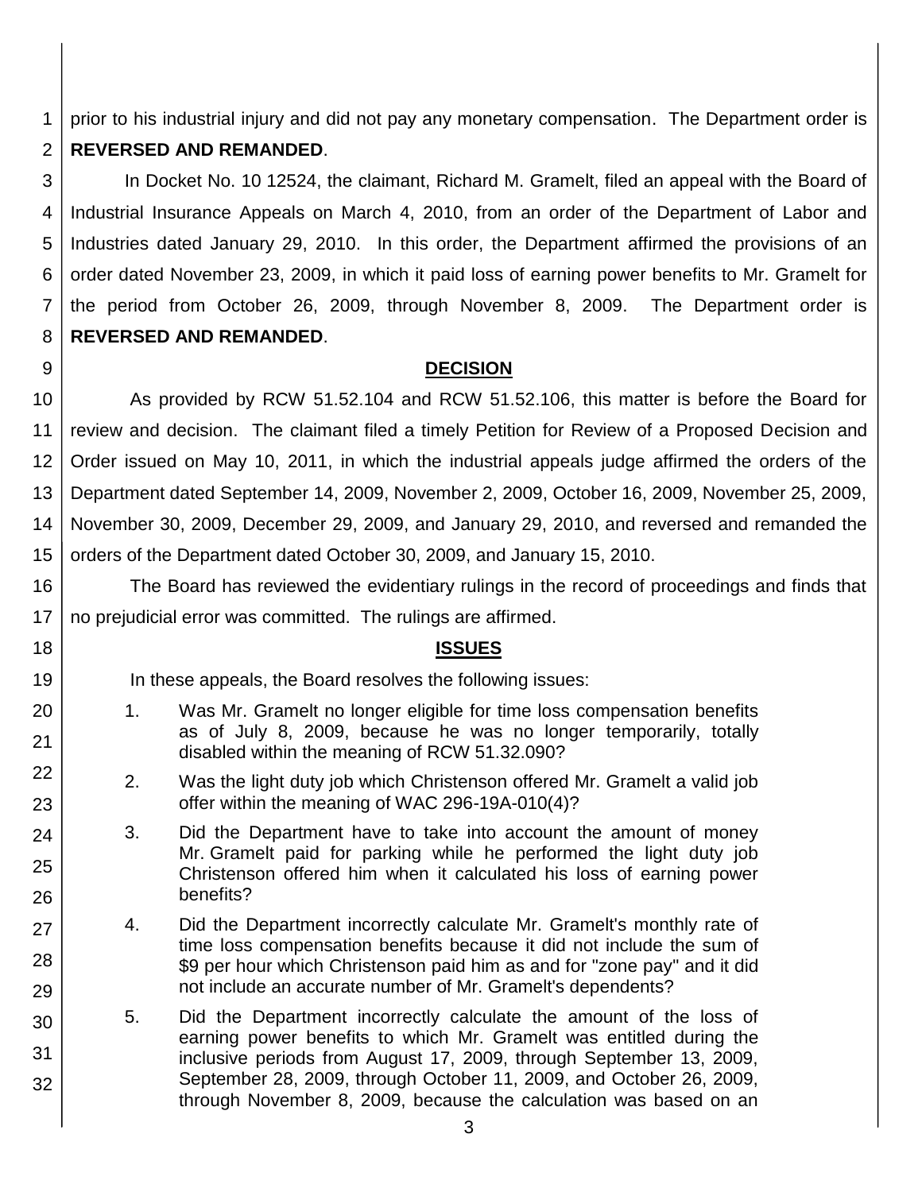prior to his industrial injury and did not pay any monetary compensation. The Department order is **REVERSED AND REMANDED**.

In Docket No. 10 12524, the claimant, Richard M. Gramelt, filed an appeal with the Board of Industrial Insurance Appeals on March 4, 2010, from an order of the Department of Labor and Industries dated January 29, 2010. In this order, the Department affirmed the provisions of an order dated November 23, 2009, in which it paid loss of earning power benefits to Mr. Gramelt for the period from October 26, 2009, through November 8, 2009. The Department order is **REVERSED AND REMANDED**.

## DECISION

As provided by RCW 51.52.104 and RCW 51.52.106, this matter is before the Board for review and decision. The claimant filed a timely Petition for Review of a Proposed Decision and Order issued on May 10, 2011, in which the industrial appeals judge affirmed the orders of the Department dated September 14, 2009, November 2, 2009, October 16, 2009, November 25, 2009, November 30, 2009, December 29, 2009, and January 29, 2010, and reversed and remanded the orders of the Department dated October 30, 2009, and January 15, 2010.

The Board has reviewed the evidentiary rulings in the record of proceedings and finds that no prejudicial error was committed. The rulings are affirmed.

## ISSUES

In these appeals, the Board resolves the following issues:

1. Was Mr. Gramelt no longer eligible for time loss compensation benefits as of July 8, 2009, because he was no longer temporarily, totally disabled within the meaning of RCW 51.32.090?
2. Was the light duty job which Christenson offered Mr. Gramelt a valid job offer within the meaning of WAC 296-19A-010(4)?
3. Did the Department have to take into account the amount of money Mr. Gramelt paid for parking while he performed the light duty job Christenson offered him when it calculated his loss of earning power benefits?
4. Did the Department incorrectly calculate Mr. Gramelt's monthly rate of time loss compensation benefits because it did not include the sum of $9 per hour which Christenson paid him as and for "zone pay" and it did not include an accurate number of Mr. Gramelt's dependents?
5. Did the Department incorrectly calculate the amount of the loss of earning power benefits to which Mr. Gramelt was entitled during the inclusive periods from August 17, 2009, through September 13, 2009, September 28, 2009, through October 11, 2009, and October 26, 2009, through November 8, 2009, because the calculation was based on an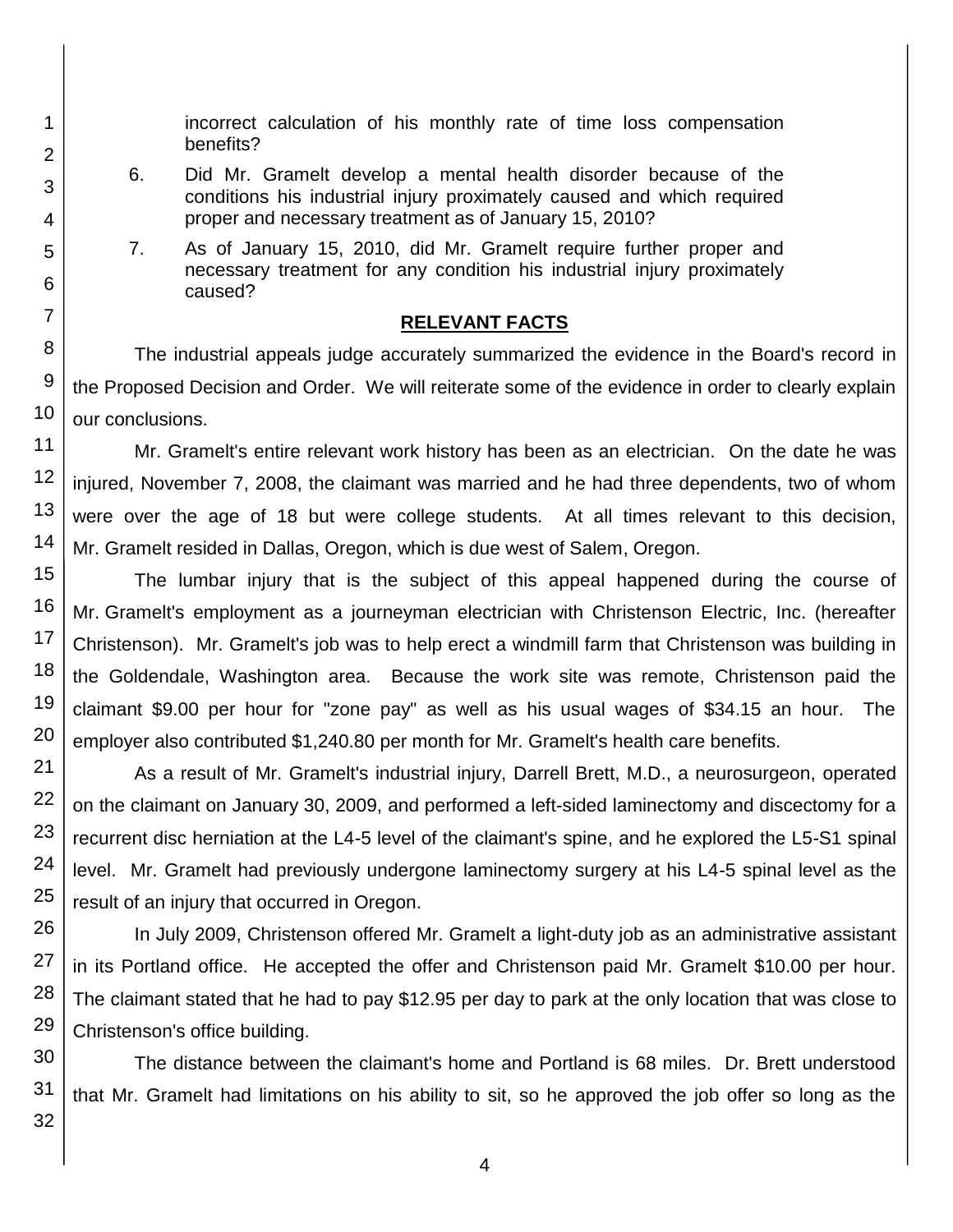incorrect calculation of his monthly rate of time loss compensation benefits?

6. Did Mr. Gramelt develop a mental health disorder because of the conditions his industrial injury proximately caused and which required proper and necessary treatment as of January 15, 2010?

7. As of January 15, 2010, did Mr. Gramelt require further proper and necessary treatment for any condition his industrial injury proximately caused?

## RELEVANT FACTS

The industrial appeals judge accurately summarized the evidence in the Board's record in the Proposed Decision and Order. We will reiterate some of the evidence in order to clearly explain our conclusions.

Mr. Gramelt's entire relevant work history has been as an electrician. On the date he was injured, November 7, 2008, the claimant was married and he had three dependents, two of whom were over the age of 18 but were college students. At all times relevant to this decision, Mr. Gramelt resided in Dallas, Oregon, which is due west of Salem, Oregon.

The lumbar injury that is the subject of this appeal happened during the course of Mr. Gramelt's employment as a journeyman electrician with Christenson Electric, Inc. (hereafter Christenson). Mr. Gramelt's job was to help erect a windmill farm that Christenson was building in the Goldendale, Washington area. Because the work site was remote, Christenson paid the claimant $9.00 per hour for "zone pay" as well as his usual wages of $34.15 an hour. The employer also contributed $1,240.80 per month for Mr. Gramelt's health care benefits.

As a result of Mr. Gramelt's industrial injury, Darrell Brett, M.D., a neurosurgeon, operated on the claimant on January 30, 2009, and performed a left-sided laminectomy and discectomy for a recurrent disc herniation at the L4-5 level of the claimant's spine, and he explored the L5-S1 spinal level. Mr. Gramelt had previously undergone laminectomy surgery at his L4-5 spinal level as the result of an injury that occurred in Oregon.

In July 2009, Christenson offered Mr. Gramelt a light-duty job as an administrative assistant in its Portland office. He accepted the offer and Christenson paid Mr. Gramelt $10.00 per hour. The claimant stated that he had to pay $12.95 per day to park at the only location that was close to Christenson's office building.

The distance between the claimant's home and Portland is 68 miles. Dr. Brett understood that Mr. Gramelt had limitations on his ability to sit, so he approved the job offer so long as the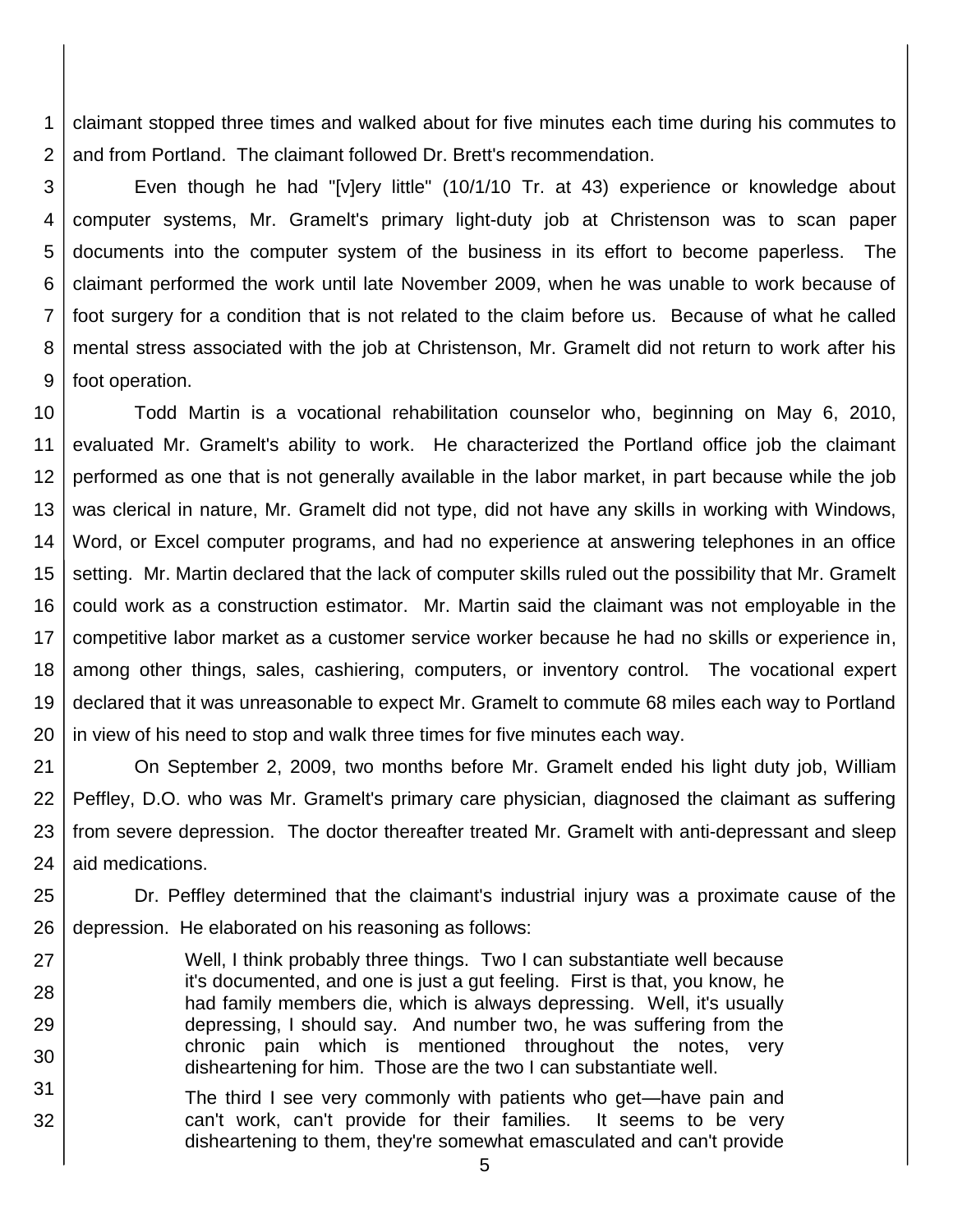claimant stopped three times and walked about for five minutes each time during his commutes to and from Portland. The claimant followed Dr. Brett's recommendation.

Even though he had "[v]ery little" (10/1/10 Tr. at 43) experience or knowledge about computer systems, Mr. Gramelt's primary light-duty job at Christenson was to scan paper documents into the computer system of the business in its effort to become paperless. The claimant performed the work until late November 2009, when he was unable to work because of foot surgery for a condition that is not related to the claim before us. Because of what he called mental stress associated with the job at Christenson, Mr. Gramelt did not return to work after his foot operation.

Todd Martin is a vocational rehabilitation counselor who, beginning on May 6, 2010, evaluated Mr. Gramelt's ability to work. He characterized the Portland office job the claimant performed as one that is not generally available in the labor market, in part because while the job was clerical in nature, Mr. Gramelt did not type, did not have any skills in working with Windows, Word, or Excel computer programs, and had no experience at answering telephones in an office setting. Mr. Martin declared that the lack of computer skills ruled out the possibility that Mr. Gramelt could work as a construction estimator. Mr. Martin said the claimant was not employable in the competitive labor market as a customer service worker because he had no skills or experience in, among other things, sales, cashiering, computers, or inventory control. The vocational expert declared that it was unreasonable to expect Mr. Gramelt to commute 68 miles each way to Portland in view of his need to stop and walk three times for five minutes each way.

On September 2, 2009, two months before Mr. Gramelt ended his light duty job, William Peffley, D.O. who was Mr. Gramelt's primary care physician, diagnosed the claimant as suffering from severe depression. The doctor thereafter treated Mr. Gramelt with anti-depressant and sleep aid medications.

Dr. Peffley determined that the claimant's industrial injury was a proximate cause of the depression. He elaborated on his reasoning as follows:

> Well, I think probably three things. Two I can substantiate well because it's documented, and one is just a gut feeling. First is that, you know, he had family members die, which is always depressing. Well, it's usually depressing, I should say. And number two, he was suffering from the chronic pain which is mentioned throughout the notes, very disheartening for him. Those are the two I can substantiate well.
>
> The third I see very commonly with patients who get—have pain and can't work, can't provide for their families. It seems to be very disheartening to them, they're somewhat emasculated and can't provide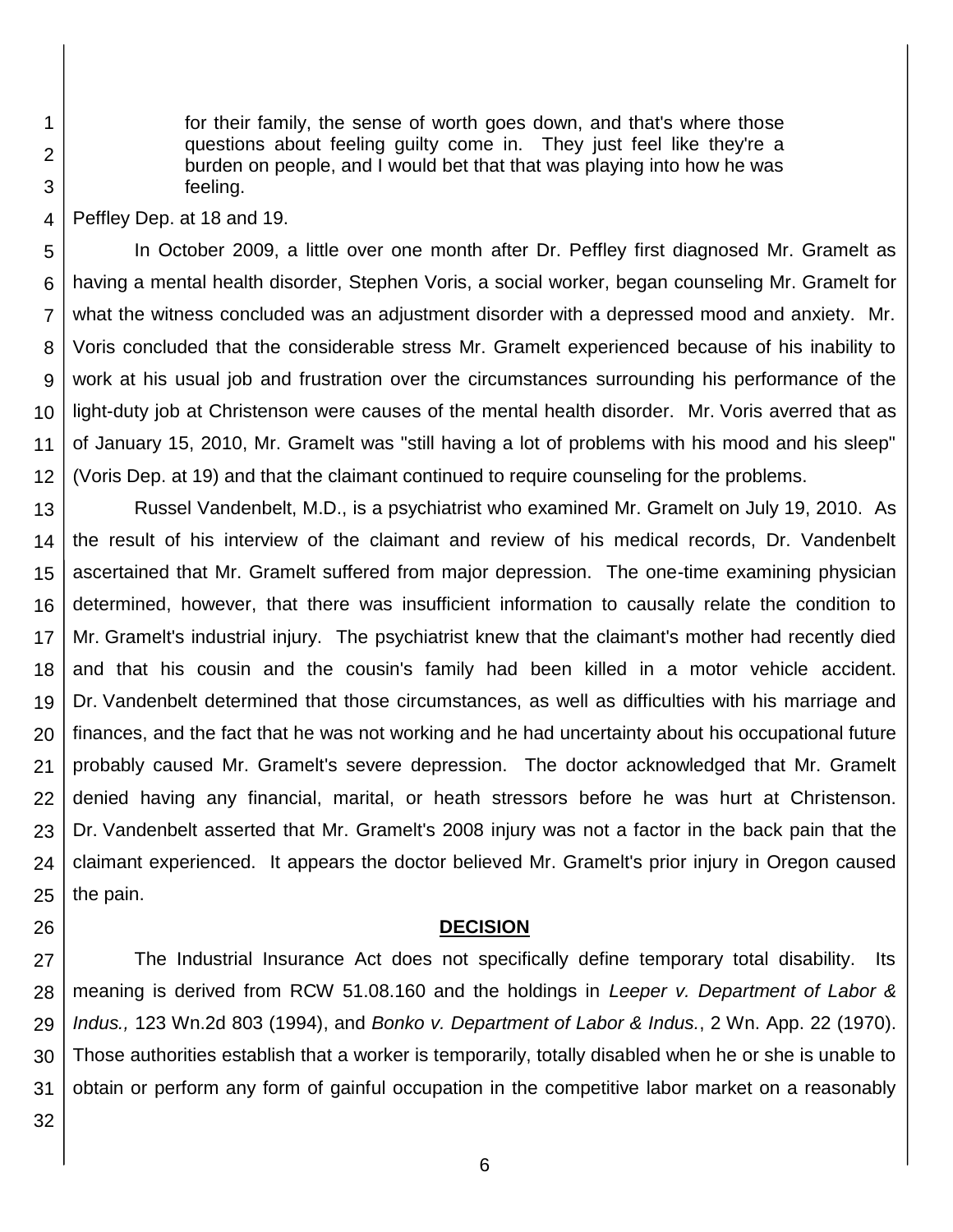> for their family, the sense of worth goes down, and that's where those questions about feeling guilty come in. They just feel like they're a burden on people, and I would bet that that was playing into how he was feeling.

Peffley Dep. at 18 and 19.

In October 2009, a little over one month after Dr. Peffley first diagnosed Mr. Gramelt as having a mental health disorder, Stephen Voris, a social worker, began counseling Mr. Gramelt for what the witness concluded was an adjustment disorder with a depressed mood and anxiety. Mr. Voris concluded that the considerable stress Mr. Gramelt experienced because of his inability to work at his usual job and frustration over the circumstances surrounding his performance of the light-duty job at Christenson were causes of the mental health disorder. Mr. Voris averred that as of January 15, 2010, Mr. Gramelt was "still having a lot of problems with his mood and his sleep" (Voris Dep. at 19) and that the claimant continued to require counseling for the problems.

Russel Vandenbelt, M.D., is a psychiatrist who examined Mr. Gramelt on July 19, 2010. As the result of his interview of the claimant and review of his medical records, Dr. Vandenbelt ascertained that Mr. Gramelt suffered from major depression. The one-time examining physician determined, however, that there was insufficient information to causally relate the condition to Mr. Gramelt's industrial injury. The psychiatrist knew that the claimant's mother had recently died and that his cousin and the cousin's family had been killed in a motor vehicle accident. Dr. Vandenbelt determined that those circumstances, as well as difficulties with his marriage and finances, and the fact that he was not working and he had uncertainty about his occupational future probably caused Mr. Gramelt's severe depression. The doctor acknowledged that Mr. Gramelt denied having any financial, marital, or heath stressors before he was hurt at Christenson. Dr. Vandenbelt asserted that Mr. Gramelt's 2008 injury was not a factor in the back pain that the claimant experienced. It appears the doctor believed Mr. Gramelt's prior injury in Oregon caused the pain.

## DECISION

The Industrial Insurance Act does not specifically define temporary total disability. Its meaning is derived from RCW 51.08.160 and the holdings in *Leeper v. Department of Labor & Indus.,* 123 Wn.2d 803 (1994), and *Bonko v. Department of Labor & Indus.*, 2 Wn. App. 22 (1970). Those authorities establish that a worker is temporarily, totally disabled when he or she is unable to obtain or perform any form of gainful occupation in the competitive labor market on a reasonably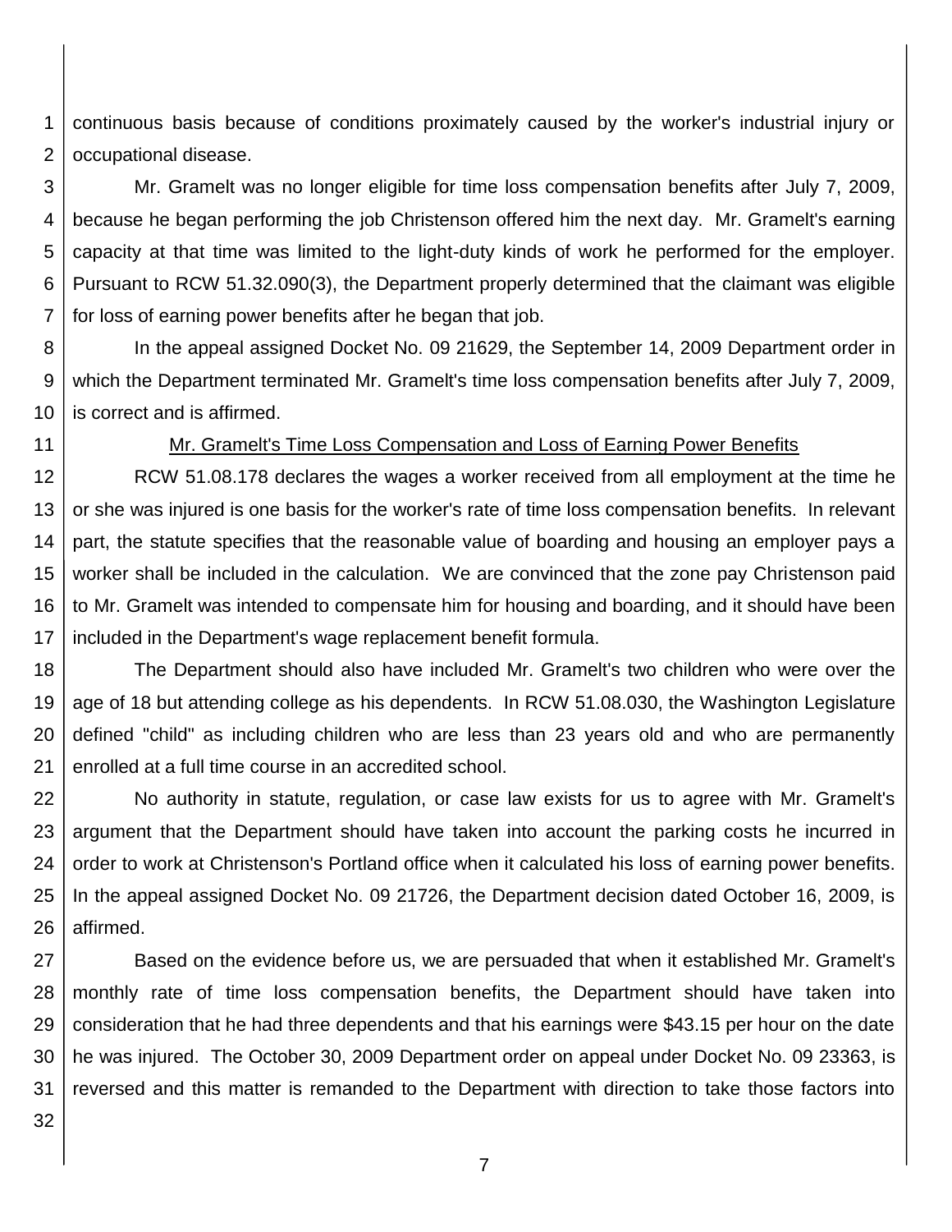continuous basis because of conditions proximately caused by the worker's industrial injury or occupational disease.

Mr. Gramelt was no longer eligible for time loss compensation benefits after July 7, 2009, because he began performing the job Christenson offered him the next day. Mr. Gramelt's earning capacity at that time was limited to the light-duty kinds of work he performed for the employer. Pursuant to RCW 51.32.090(3), the Department properly determined that the claimant was eligible for loss of earning power benefits after he began that job.

In the appeal assigned Docket No. 09 21629, the September 14, 2009 Department order in which the Department terminated Mr. Gramelt's time loss compensation benefits after July 7, 2009, is correct and is affirmed.

<u>Mr. Gramelt's Time Loss Compensation and Loss of Earning Power Benefits</u>

RCW 51.08.178 declares the wages a worker received from all employment at the time he or she was injured is one basis for the worker's rate of time loss compensation benefits. In relevant part, the statute specifies that the reasonable value of boarding and housing an employer pays a worker shall be included in the calculation. We are convinced that the zone pay Christenson paid to Mr. Gramelt was intended to compensate him for housing and boarding, and it should have been included in the Department's wage replacement benefit formula.

The Department should also have included Mr. Gramelt's two children who were over the age of 18 but attending college as his dependents. In RCW 51.08.030, the Washington Legislature defined "child" as including children who are less than 23 years old and who are permanently enrolled at a full time course in an accredited school.

No authority in statute, regulation, or case law exists for us to agree with Mr. Gramelt's argument that the Department should have taken into account the parking costs he incurred in order to work at Christenson's Portland office when it calculated his loss of earning power benefits. In the appeal assigned Docket No. 09 21726, the Department decision dated October 16, 2009, is affirmed.

Based on the evidence before us, we are persuaded that when it established Mr. Gramelt's monthly rate of time loss compensation benefits, the Department should have taken into consideration that he had three dependents and that his earnings were $43.15 per hour on the date he was injured. The October 30, 2009 Department order on appeal under Docket No. 09 23363, is reversed and this matter is remanded to the Department with direction to take those factors into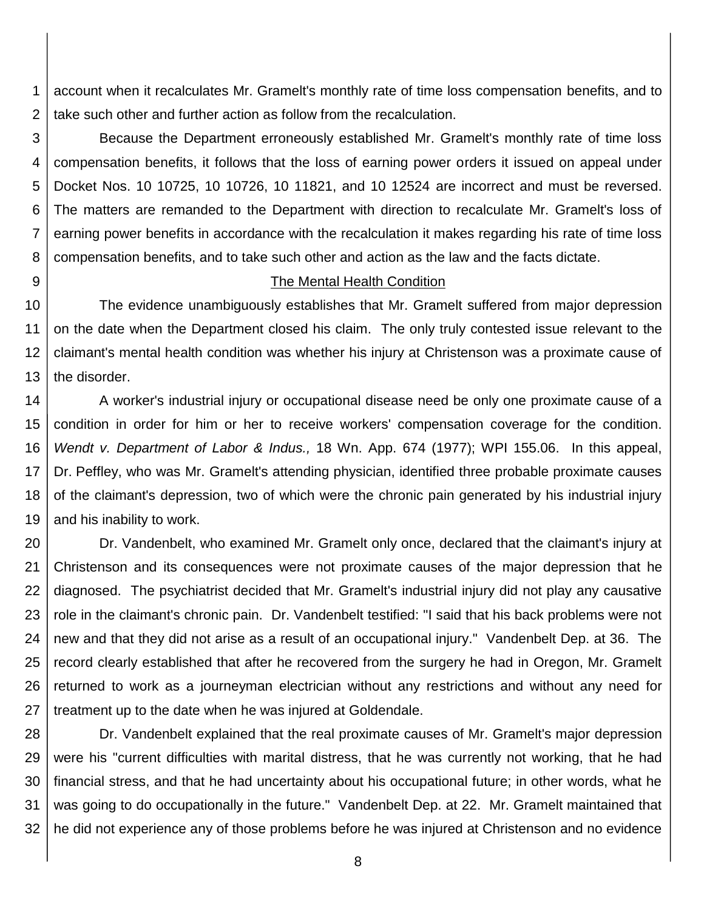account when it recalculates Mr. Gramelt's monthly rate of time loss compensation benefits, and to take such other and further action as follow from the recalculation.

Because the Department erroneously established Mr. Gramelt's monthly rate of time loss compensation benefits, it follows that the loss of earning power orders it issued on appeal under Docket Nos. 10 10725, 10 10726, 10 11821, and 10 12524 are incorrect and must be reversed. The matters are remanded to the Department with direction to recalculate Mr. Gramelt's loss of earning power benefits in accordance with the recalculation it makes regarding his rate of time loss compensation benefits, and to take such other and action as the law and the facts dictate.

## The Mental Health Condition

The evidence unambiguously establishes that Mr. Gramelt suffered from major depression on the date when the Department closed his claim. The only truly contested issue relevant to the claimant's mental health condition was whether his injury at Christenson was a proximate cause of the disorder.

A worker's industrial injury or occupational disease need be only one proximate cause of a condition in order for him or her to receive workers' compensation coverage for the condition. *Wendt v. Department of Labor & Indus.,* 18 Wn. App. 674 (1977); WPI 155.06. In this appeal, Dr. Peffley, who was Mr. Gramelt's attending physician, identified three probable proximate causes of the claimant's depression, two of which were the chronic pain generated by his industrial injury and his inability to work.

Dr. Vandenbelt, who examined Mr. Gramelt only once, declared that the claimant's injury at Christenson and its consequences were not proximate causes of the major depression that he diagnosed. The psychiatrist decided that Mr. Gramelt's industrial injury did not play any causative role in the claimant's chronic pain. Dr. Vandenbelt testified: "I said that his back problems were not new and that they did not arise as a result of an occupational injury." Vandenbelt Dep. at 36. The record clearly established that after he recovered from the surgery he had in Oregon, Mr. Gramelt returned to work as a journeyman electrician without any restrictions and without any need for treatment up to the date when he was injured at Goldendale.

Dr. Vandenbelt explained that the real proximate causes of Mr. Gramelt's major depression were his "current difficulties with marital distress, that he was currently not working, that he had financial stress, and that he had uncertainty about his occupational future; in other words, what he was going to do occupationally in the future." Vandenbelt Dep. at 22. Mr. Gramelt maintained that he did not experience any of those problems before he was injured at Christenson and no evidence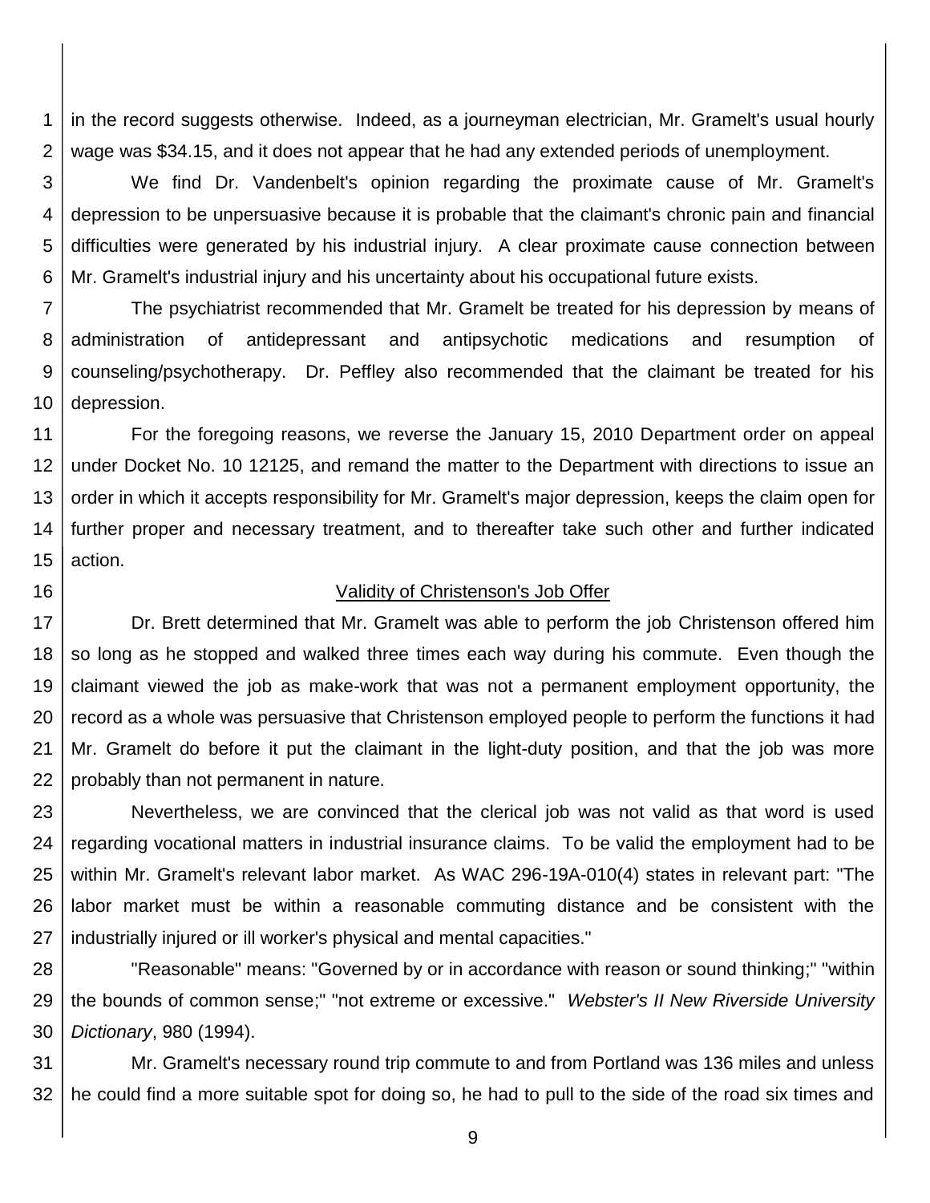in the record suggests otherwise. Indeed, as a journeyman electrician, Mr. Gramelt's usual hourly wage was $34.15, and it does not appear that he had any extended periods of unemployment.

We find Dr. Vandenbelt's opinion regarding the proximate cause of Mr. Gramelt's depression to be unpersuasive because it is probable that the claimant's chronic pain and financial difficulties were generated by his industrial injury. A clear proximate cause connection between Mr. Gramelt's industrial injury and his uncertainty about his occupational future exists.

The psychiatrist recommended that Mr. Gramelt be treated for his depression by means of administration of antidepressant and antipsychotic medications and resumption of counseling/psychotherapy. Dr. Peffley also recommended that the claimant be treated for his depression.

For the foregoing reasons, we reverse the January 15, 2010 Department order on appeal under Docket No. 10 12125, and remand the matter to the Department with directions to issue an order in which it accepts responsibility for Mr. Gramelt's major depression, keeps the claim open for further proper and necessary treatment, and to thereafter take such other and further indicated action.

## Validity of Christenson's Job Offer

Dr. Brett determined that Mr. Gramelt was able to perform the job Christenson offered him so long as he stopped and walked three times each way during his commute. Even though the claimant viewed the job as make-work that was not a permanent employment opportunity, the record as a whole was persuasive that Christenson employed people to perform the functions it had Mr. Gramelt do before it put the claimant in the light-duty position, and that the job was more probably than not permanent in nature.

Nevertheless, we are convinced that the clerical job was not valid as that word is used regarding vocational matters in industrial insurance claims. To be valid the employment had to be within Mr. Gramelt's relevant labor market. As WAC 296-19A-010(4) states in relevant part: "The labor market must be within a reasonable commuting distance and be consistent with the industrially injured or ill worker's physical and mental capacities."

"Reasonable" means: "Governed by or in accordance with reason or sound thinking;" "within the bounds of common sense;" "not extreme or excessive." *Webster's II New Riverside University Dictionary*, 980 (1994).

Mr. Gramelt's necessary round trip commute to and from Portland was 136 miles and unless he could find a more suitable spot for doing so, he had to pull to the side of the road six times and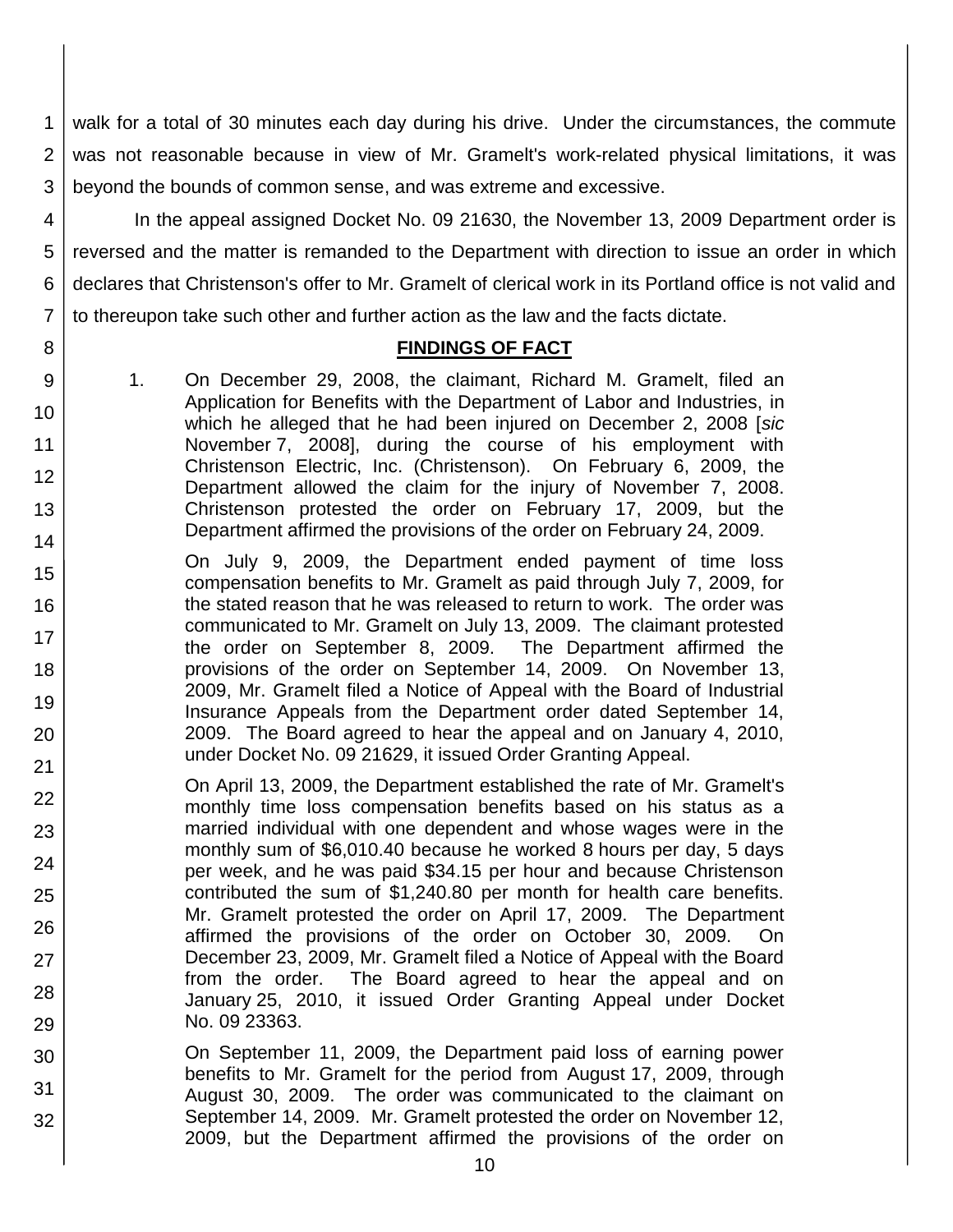walk for a total of 30 minutes each day during his drive. Under the circumstances, the commute was not reasonable because in view of Mr. Gramelt's work-related physical limitations, it was beyond the bounds of common sense, and was extreme and excessive.

In the appeal assigned Docket No. 09 21630, the November 13, 2009 Department order is reversed and the matter is remanded to the Department with direction to issue an order in which declares that Christenson's offer to Mr. Gramelt of clerical work in its Portland office is not valid and to thereupon take such other and further action as the law and the facts dictate.

## FINDINGS OF FACT

1. On December 29, 2008, the claimant, Richard M. Gramelt, filed an Application for Benefits with the Department of Labor and Industries, in which he alleged that he had been injured on December 2, 2008 [*sic* November 7, 2008], during the course of his employment with Christenson Electric, Inc. (Christenson). On February 6, 2009, the Department allowed the claim for the injury of November 7, 2008. Christenson protested the order on February 17, 2009, but the Department affirmed the provisions of the order on February 24, 2009.

   On July 9, 2009, the Department ended payment of time loss compensation benefits to Mr. Gramelt as paid through July 7, 2009, for the stated reason that he was released to return to work. The order was communicated to Mr. Gramelt on July 13, 2009. The claimant protested the order on September 8, 2009. The Department affirmed the provisions of the order on September 14, 2009. On November 13, 2009, Mr. Gramelt filed a Notice of Appeal with the Board of Industrial Insurance Appeals from the Department order dated September 14, 2009. The Board agreed to hear the appeal and on January 4, 2010, under Docket No. 09 21629, it issued Order Granting Appeal.

   On April 13, 2009, the Department established the rate of Mr. Gramelt's monthly time loss compensation benefits based on his status as a married individual with one dependent and whose wages were in the monthly sum of $6,010.40 because he worked 8 hours per day, 5 days per week, and he was paid $34.15 per hour and because Christenson contributed the sum of $1,240.80 per month for health care benefits. Mr. Gramelt protested the order on April 17, 2009. The Department affirmed the provisions of the order on October 30, 2009. On December 23, 2009, Mr. Gramelt filed a Notice of Appeal with the Board from the order. The Board agreed to hear the appeal and on January 25, 2010, it issued Order Granting Appeal under Docket No. 09 23363.

   On September 11, 2009, the Department paid loss of earning power benefits to Mr. Gramelt for the period from August 17, 2009, through August 30, 2009. The order was communicated to the claimant on September 14, 2009. Mr. Gramelt protested the order on November 12, 2009, but the Department affirmed the provisions of the order on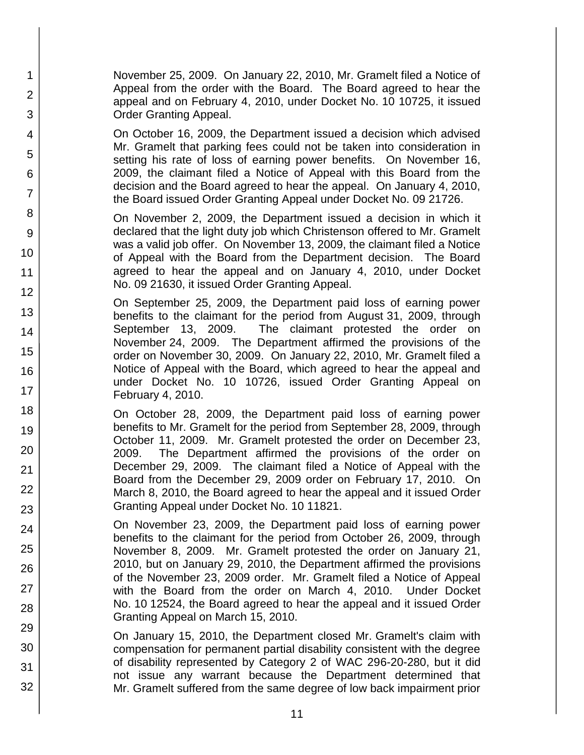November 25, 2009. On January 22, 2010, Mr. Gramelt filed a Notice of Appeal from the order with the Board. The Board agreed to hear the appeal and on February 4, 2010, under Docket No. 10 10725, it issued Order Granting Appeal.

On October 16, 2009, the Department issued a decision which advised Mr. Gramelt that parking fees could not be taken into consideration in setting his rate of loss of earning power benefits. On November 16, 2009, the claimant filed a Notice of Appeal with this Board from the decision and the Board agreed to hear the appeal. On January 4, 2010, the Board issued Order Granting Appeal under Docket No. 09 21726.

On November 2, 2009, the Department issued a decision in which it declared that the light duty job which Christenson offered to Mr. Gramelt was a valid job offer. On November 13, 2009, the claimant filed a Notice of Appeal with the Board from the Department decision. The Board agreed to hear the appeal and on January 4, 2010, under Docket No. 09 21630, it issued Order Granting Appeal.

On September 25, 2009, the Department paid loss of earning power benefits to the claimant for the period from August 31, 2009, through September 13, 2009. The claimant protested the order on November 24, 2009. The Department affirmed the provisions of the order on November 30, 2009. On January 22, 2010, Mr. Gramelt filed a Notice of Appeal with the Board, which agreed to hear the appeal and under Docket No. 10 10726, issued Order Granting Appeal on February 4, 2010.

On October 28, 2009, the Department paid loss of earning power benefits to Mr. Gramelt for the period from September 28, 2009, through October 11, 2009. Mr. Gramelt protested the order on December 23, 2009. The Department affirmed the provisions of the order on December 29, 2009. The claimant filed a Notice of Appeal with the Board from the December 29, 2009 order on February 17, 2010. On March 8, 2010, the Board agreed to hear the appeal and it issued Order Granting Appeal under Docket No. 10 11821.

On November 23, 2009, the Department paid loss of earning power benefits to the claimant for the period from October 26, 2009, through November 8, 2009. Mr. Gramelt protested the order on January 21, 2010, but on January 29, 2010, the Department affirmed the provisions of the November 23, 2009 order. Mr. Gramelt filed a Notice of Appeal with the Board from the order on March 4, 2010. Under Docket No. 10 12524, the Board agreed to hear the appeal and it issued Order Granting Appeal on March 15, 2010.

On January 15, 2010, the Department closed Mr. Gramelt's claim with compensation for permanent partial disability consistent with the degree of disability represented by Category 2 of WAC 296-20-280, but it did not issue any warrant because the Department determined that Mr. Gramelt suffered from the same degree of low back impairment prior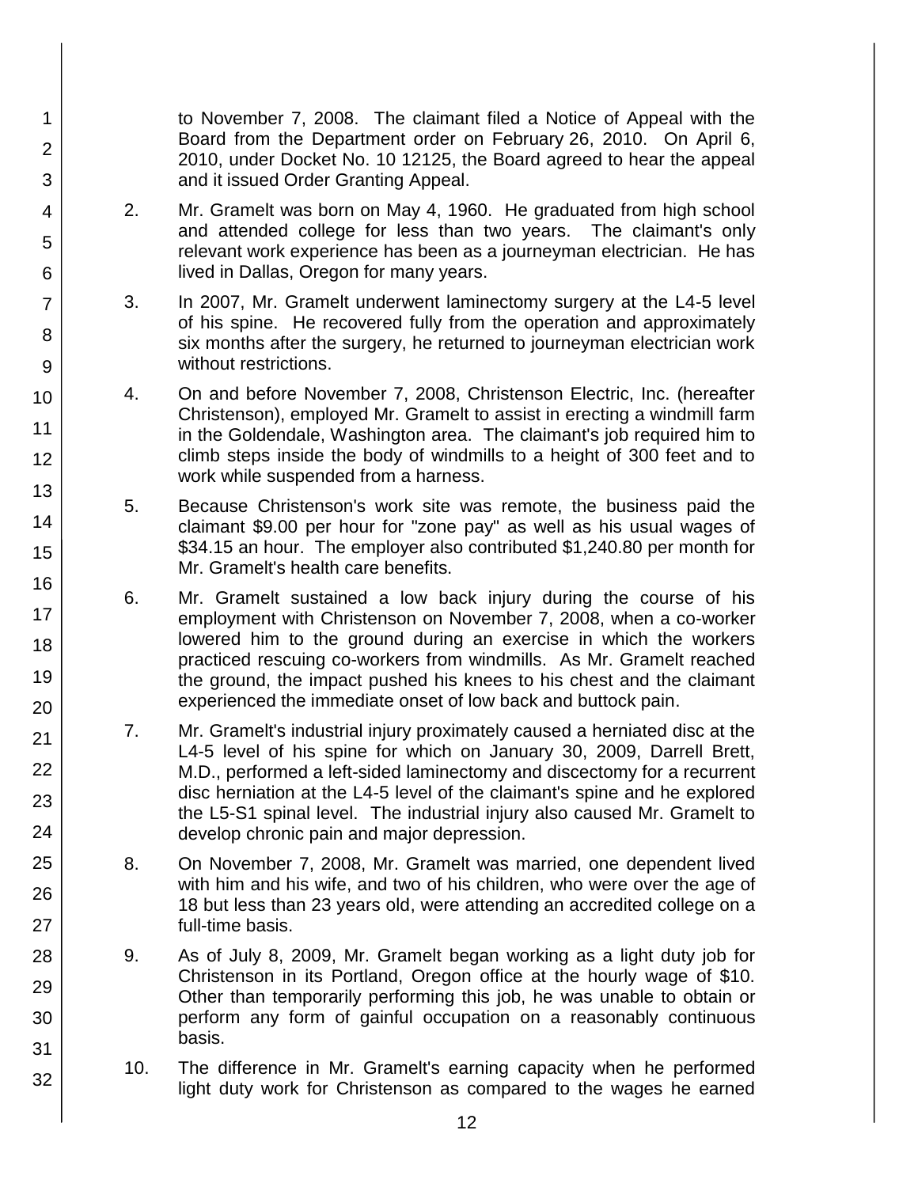to November 7, 2008. The claimant filed a Notice of Appeal with the Board from the Department order on February 26, 2010. On April 6, 2010, under Docket No. 10 12125, the Board agreed to hear the appeal and it issued Order Granting Appeal.

2. Mr. Gramelt was born on May 4, 1960. He graduated from high school and attended college for less than two years. The claimant's only relevant work experience has been as a journeyman electrician. He has lived in Dallas, Oregon for many years.

3. In 2007, Mr. Gramelt underwent laminectomy surgery at the L4-5 level of his spine. He recovered fully from the operation and approximately six months after the surgery, he returned to journeyman electrician work without restrictions.

4. On and before November 7, 2008, Christenson Electric, Inc. (hereafter Christenson), employed Mr. Gramelt to assist in erecting a windmill farm in the Goldendale, Washington area. The claimant's job required him to climb steps inside the body of windmills to a height of 300 feet and to work while suspended from a harness.

5. Because Christenson's work site was remote, the business paid the claimant $9.00 per hour for "zone pay" as well as his usual wages of $34.15 an hour. The employer also contributed $1,240.80 per month for Mr. Gramelt's health care benefits.

6. Mr. Gramelt sustained a low back injury during the course of his employment with Christenson on November 7, 2008, when a co-worker lowered him to the ground during an exercise in which the workers practiced rescuing co-workers from windmills. As Mr. Gramelt reached the ground, the impact pushed his knees to his chest and the claimant experienced the immediate onset of low back and buttock pain.

7. Mr. Gramelt's industrial injury proximately caused a herniated disc at the L4-5 level of his spine for which on January 30, 2009, Darrell Brett, M.D., performed a left-sided laminectomy and discectomy for a recurrent disc herniation at the L4-5 level of the claimant's spine and he explored the L5-S1 spinal level. The industrial injury also caused Mr. Gramelt to develop chronic pain and major depression.

8. On November 7, 2008, Mr. Gramelt was married, one dependent lived with him and his wife, and two of his children, who were over the age of 18 but less than 23 years old, were attending an accredited college on a full-time basis.

9. As of July 8, 2009, Mr. Gramelt began working as a light duty job for Christenson in its Portland, Oregon office at the hourly wage of $10. Other than temporarily performing this job, he was unable to obtain or perform any form of gainful occupation on a reasonably continuous basis.

10. The difference in Mr. Gramelt's earning capacity when he performed light duty work for Christenson as compared to the wages he earned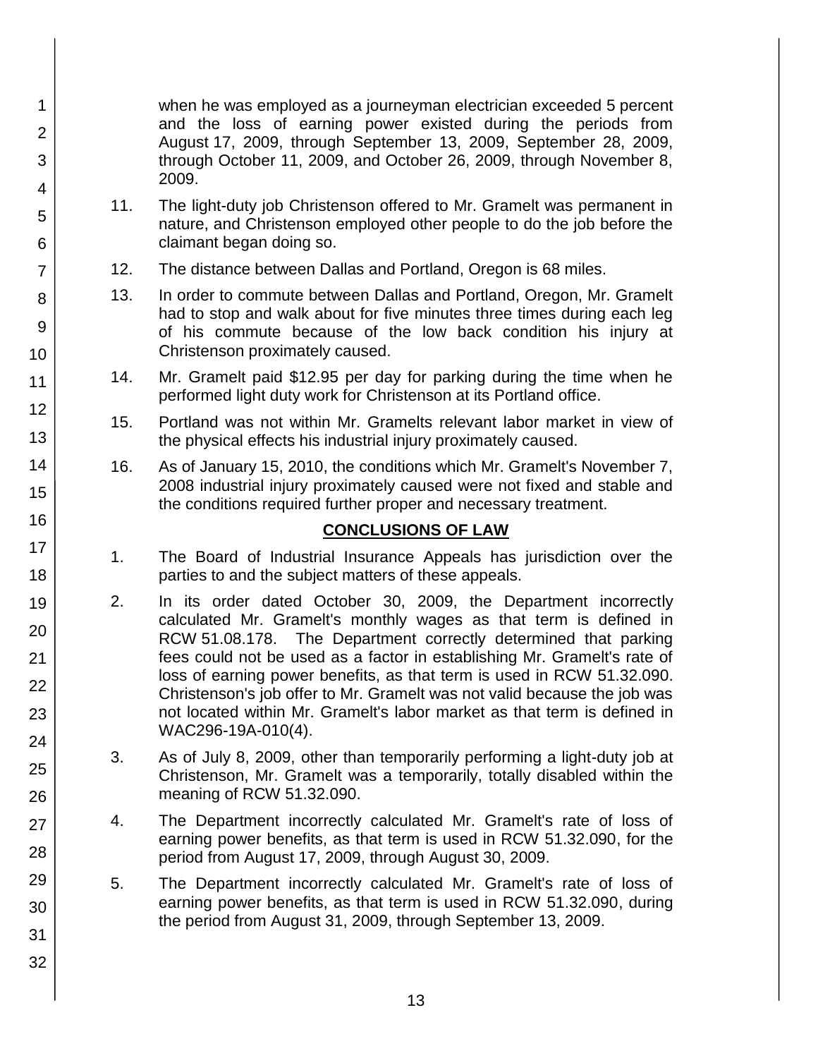when he was employed as a journeyman electrician exceeded 5 percent and the loss of earning power existed during the periods from August 17, 2009, through September 13, 2009, September 28, 2009, through October 11, 2009, and October 26, 2009, through November 8, 2009.

11. The light-duty job Christenson offered to Mr. Gramelt was permanent in nature, and Christenson employed other people to do the job before the claimant began doing so.

12. The distance between Dallas and Portland, Oregon is 68 miles.

13. In order to commute between Dallas and Portland, Oregon, Mr. Gramelt had to stop and walk about for five minutes three times during each leg of his commute because of the low back condition his injury at Christenson proximately caused.

14. Mr. Gramelt paid $12.95 per day for parking during the time when he performed light duty work for Christenson at its Portland office.

15. Portland was not within Mr. Gramelts relevant labor market in view of the physical effects his industrial injury proximately caused.

16. As of January 15, 2010, the conditions which Mr. Gramelt's November 7, 2008 industrial injury proximately caused were not fixed and stable and the conditions required further proper and necessary treatment.

## CONCLUSIONS OF LAW

1. The Board of Industrial Insurance Appeals has jurisdiction over the parties to and the subject matters of these appeals.

2. In its order dated October 30, 2009, the Department incorrectly calculated Mr. Gramelt's monthly wages as that term is defined in RCW 51.08.178. The Department correctly determined that parking fees could not be used as a factor in establishing Mr. Gramelt's rate of loss of earning power benefits, as that term is used in RCW 51.32.090. Christenson's job offer to Mr. Gramelt was not valid because the job was not located within Mr. Gramelt's labor market as that term is defined in WAC296-19A-010(4).

3. As of July 8, 2009, other than temporarily performing a light-duty job at Christenson, Mr. Gramelt was a temporarily, totally disabled within the meaning of RCW 51.32.090.

4. The Department incorrectly calculated Mr. Gramelt's rate of loss of earning power benefits, as that term is used in RCW 51.32.090, for the period from August 17, 2009, through August 30, 2009.

5. The Department incorrectly calculated Mr. Gramelt's rate of loss of earning power benefits, as that term is used in RCW 51.32.090, during the period from August 31, 2009, through September 13, 2009.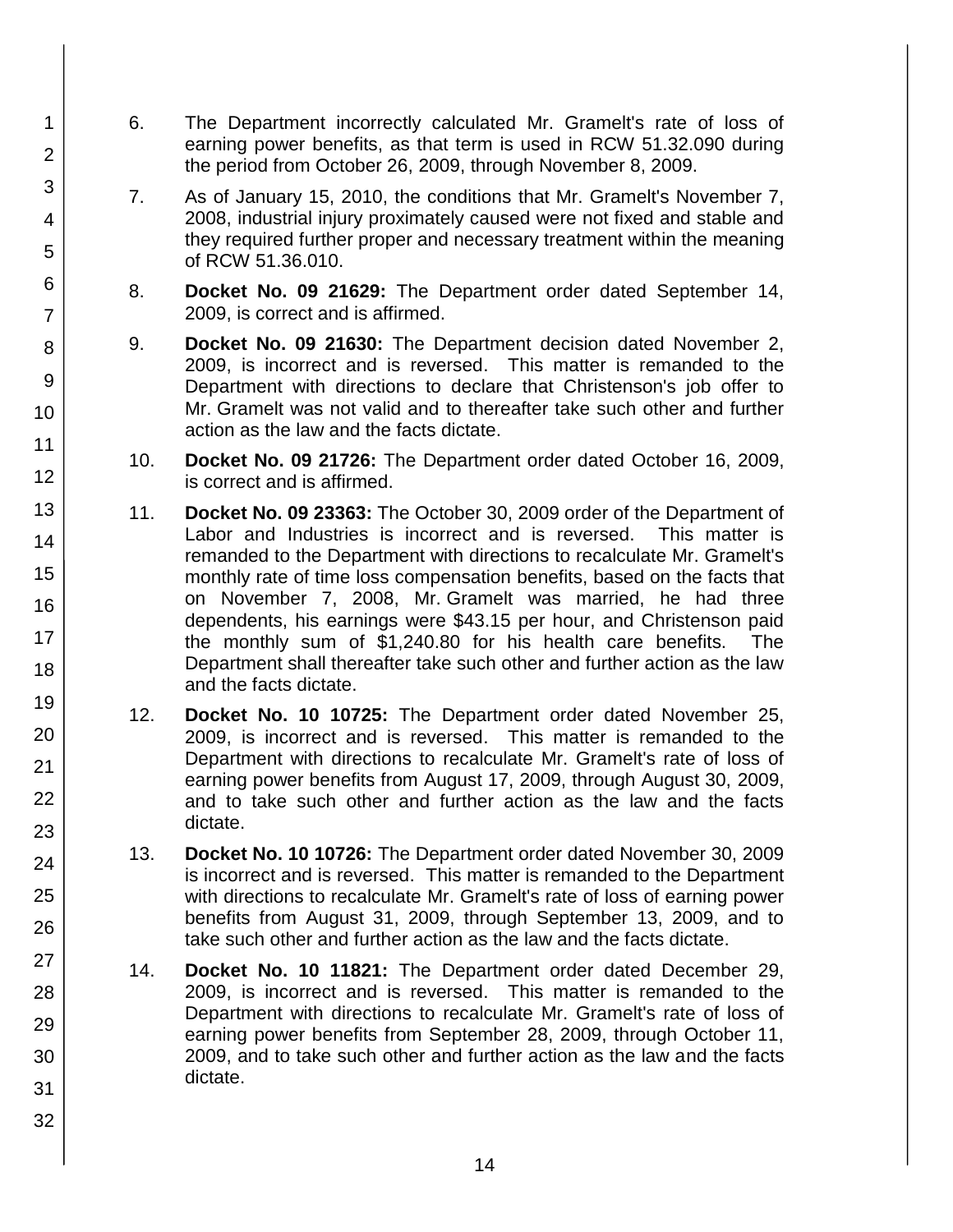6. The Department incorrectly calculated Mr. Gramelt's rate of loss of earning power benefits, as that term is used in RCW 51.32.090 during the period from October 26, 2009, through November 8, 2009.

7. As of January 15, 2010, the conditions that Mr. Gramelt's November 7, 2008, industrial injury proximately caused were not fixed and stable and they required further proper and necessary treatment within the meaning of RCW 51.36.010.

8. **Docket No. 09 21629:** The Department order dated September 14, 2009, is correct and is affirmed.

9. **Docket No. 09 21630:** The Department decision dated November 2, 2009, is incorrect and is reversed. This matter is remanded to the Department with directions to declare that Christenson's job offer to Mr. Gramelt was not valid and to thereafter take such other and further action as the law and the facts dictate.

10. **Docket No. 09 21726:** The Department order dated October 16, 2009, is correct and is affirmed.

11. **Docket No. 09 23363:** The October 30, 2009 order of the Department of Labor and Industries is incorrect and is reversed. This matter is remanded to the Department with directions to recalculate Mr. Gramelt's monthly rate of time loss compensation benefits, based on the facts that on November 7, 2008, Mr. Gramelt was married, he had three dependents, his earnings were $43.15 per hour, and Christenson paid the monthly sum of $1,240.80 for his health care benefits. The Department shall thereafter take such other and further action as the law and the facts dictate.

12. **Docket No. 10 10725:** The Department order dated November 25, 2009, is incorrect and is reversed. This matter is remanded to the Department with directions to recalculate Mr. Gramelt's rate of loss of earning power benefits from August 17, 2009, through August 30, 2009, and to take such other and further action as the law and the facts dictate.

13. **Docket No. 10 10726:** The Department order dated November 30, 2009 is incorrect and is reversed. This matter is remanded to the Department with directions to recalculate Mr. Gramelt's rate of loss of earning power benefits from August 31, 2009, through September 13, 2009, and to take such other and further action as the law and the facts dictate.

14. **Docket No. 10 11821:** The Department order dated December 29, 2009, is incorrect and is reversed. This matter is remanded to the Department with directions to recalculate Mr. Gramelt's rate of loss of earning power benefits from September 28, 2009, through October 11, 2009, and to take such other and further action as the law and the facts dictate.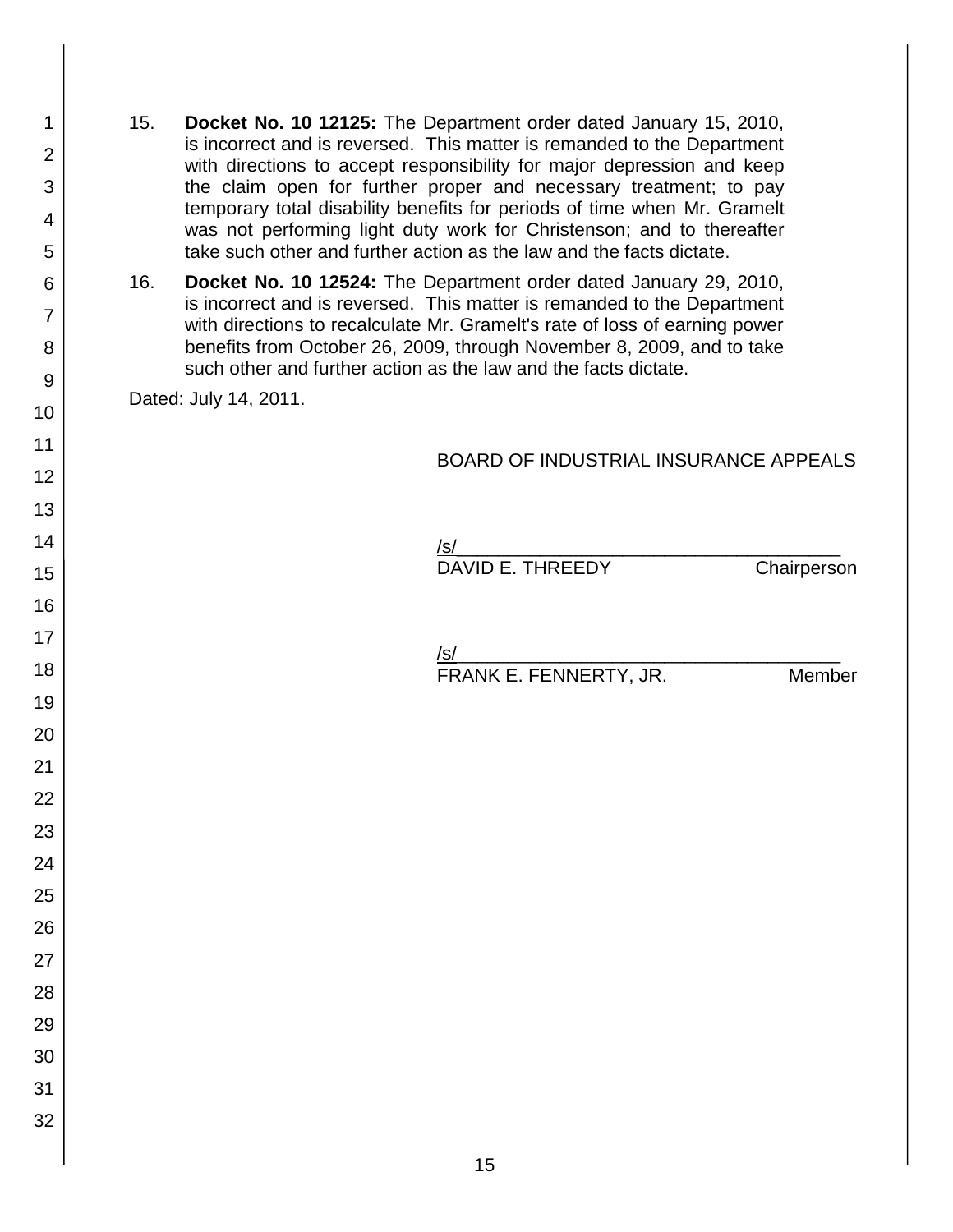15. **Docket No. 10 12125:** The Department order dated January 15, 2010, is incorrect and is reversed. This matter is remanded to the Department with directions to accept responsibility for major depression and keep the claim open for further proper and necessary treatment; to pay temporary total disability benefits for periods of time when Mr. Gramelt was not performing light duty work for Christenson; and to thereafter take such other and further action as the law and the facts dictate.

16. **Docket No. 10 12524:** The Department order dated January 29, 2010, is incorrect and is reversed. This matter is remanded to the Department with directions to recalculate Mr. Gramelt's rate of loss of earning power benefits from October 26, 2009, through November 8, 2009, and to take such other and further action as the law and the facts dictate.

Dated: July 14, 2011.

BOARD OF INDUSTRIAL INSURANCE APPEALS

/s/\_\_\_\_\_\_\_\_\_\_\_\_\_\_\_\_\_\_\_\_\_\_\_\_\_\_\_\_\_\_\_\_\_\_\_\_
DAVID E. THREEDY Chairperson

/s/\_\_\_\_\_\_\_\_\_\_\_\_\_\_\_\_\_\_\_\_\_\_\_\_\_\_\_\_\_\_\_\_\_\_\_\_
FRANK E. FENNERTY, JR. Member